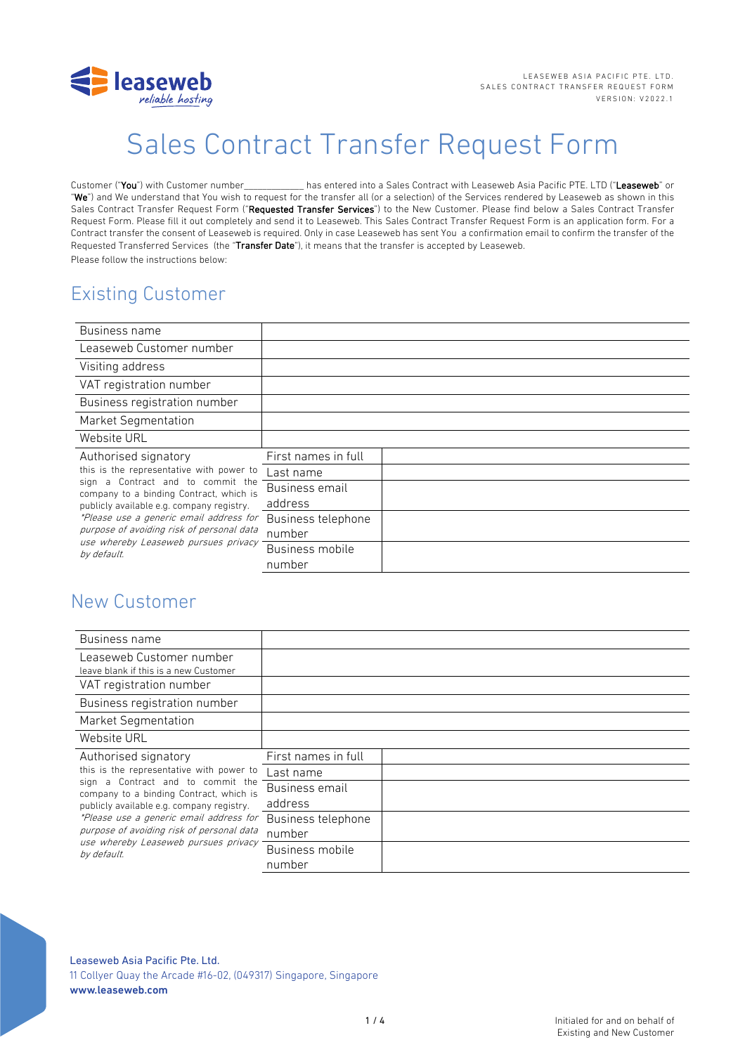# Sales Contract Transfer Request Form

Customer ("**You**") with Customer number____________ has entered into a Sales Contract with Leaseweb Asia Pacific PTE. LTD ("**Leaseweb**" or "**We**") and We understand that You wish to request for the transfer all (or a selection) of the Services rendered by Leaseweb as shown in this Sales Contract Transfer Request Form ("**Requested Transfer Services**") to the New Customer. Please find below a Sales Contract Transfer Request Form. Please fill it out completely and send it to Leaseweb. This Sales Contract Transfer Request Form is an application form. For a Contract transfer the consent of Leaseweb is required. Only in case Leaseweb has sent You a confirmation email to confirm the transfer of the Requested Transferred Services (the "**Transfer Date**"), it means that the transfer is accepted by Leaseweb.

Please follow the instructions below:

## Existing Customer

| | | |
|---|---|---|
| Business name | | |
| Leaseweb Customer number | | |
| Visiting address | | |
| VAT registration number | | |
| Business registration number | | |
| Market Segmentation | | |
| Website URL | | |
| Authorised signatory<br>this is the representative with power to sign a Contract and to commit the company to a binding Contract, which is publicly available e.g. company registry.<br>*\*Please use a generic email address for purpose of avoiding risk of personal data use whereby Leaseweb pursues privacy by default.* | First names in full | |
| | Last name | |
| | Business email address | |
| | Business telephone number | |
| | Business mobile number | |

## New Customer

| | | |
|---|---|---|
| Business name | | |
| Leaseweb Customer number<br>leave blank if this is a new Customer | | |
| VAT registration number | | |
| Business registration number | | |
| Market Segmentation | | |
| Website URL | | |
| Authorised signatory<br>this is the representative with power to sign a Contract and to commit the company to a binding Contract, which is publicly available e.g. company registry.<br>*\*Please use a generic email address for purpose of avoiding risk of personal data use whereby Leaseweb pursues privacy by default.* | First names in full | |
| | Last name | |
| | Business email address | |
| | Business telephone number | |
| | Business mobile number | |

Leaseweb Asia Pacific Pte. Ltd.
11 Collyer Quay the Arcade #16-02, (049317) Singapore, Singapore
**www.leaseweb.com**

Initialed for and on behalf of Existing and New Customer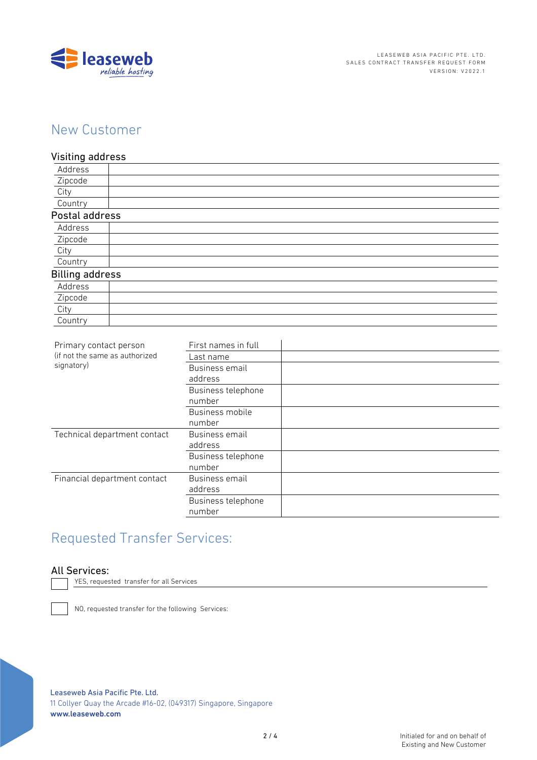## New Customer

### Visiting address

| | |
|---|---|
| Address | |
| Zipcode | |
| City | |
| Country | |

### Postal address

| | |
|---|---|
| Address | |
| Zipcode | |
| City | |
| Country | |

### Billing address

| | |
|---|---|
| Address | |
| Zipcode | |
| City | |
| Country | |

| | | |
|---|---|---|
| Primary contact person (if not the same as authorized signatory) | First names in full | |
| | Last name | |
| | Business email address | |
| | Business telephone number | |
| | Business mobile number | |
| Technical department contact | Business email address | |
| | Business telephone number | |
| Financial department contact | Business email address | |
| | Business telephone number | |

## Requested Transfer Services:

### All Services:

☐ YES, requested transfer for all Services

☐ NO, requested transfer for the following Services:

Leaseweb Asia Pacific Pte. Ltd.
11 Collyer Quay the Arcade #16-02, (049317) Singapore, Singapore
**www.leaseweb.com**

Initialed for and on behalf of Existing and New Customer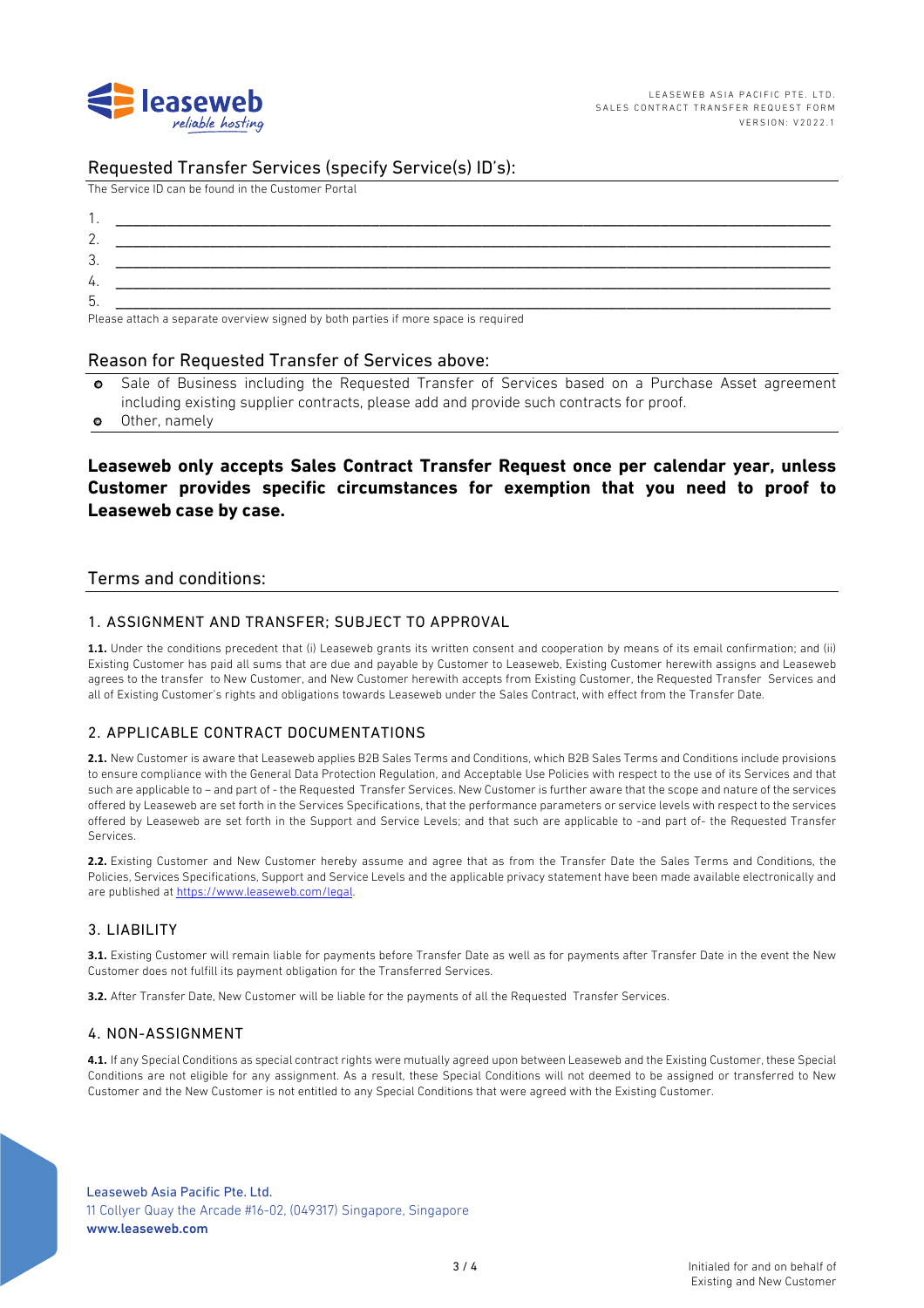## Requested Transfer Services (specify Service(s) ID's):

The Service ID can be found in the Customer Portal

1. \_\_\_\_\_\_\_\_\_\_\_\_\_\_\_\_\_\_\_\_\_\_\_\_\_\_\_\_\_\_\_\_\_\_\_\_\_\_\_\_\_\_\_\_\_\_\_\_\_\_\_\_\_\_\_\_\_\_\_\_\_\_\_\_\_\_\_\_\_\_\_\_\_\_\_\_\_\_\_\_\_\_\_\_\_\_\_\_\_\_\_\_
2. \_\_\_\_\_\_\_\_\_\_\_\_\_\_\_\_\_\_\_\_\_\_\_\_\_\_\_\_\_\_\_\_\_\_\_\_\_\_\_\_\_\_\_\_\_\_\_\_\_\_\_\_\_\_\_\_\_\_\_\_\_\_\_\_\_\_\_\_\_\_\_\_\_\_\_\_\_\_\_\_\_\_\_\_\_\_\_\_\_\_\_\_
3. \_\_\_\_\_\_\_\_\_\_\_\_\_\_\_\_\_\_\_\_\_\_\_\_\_\_\_\_\_\_\_\_\_\_\_\_\_\_\_\_\_\_\_\_\_\_\_\_\_\_\_\_\_\_\_\_\_\_\_\_\_\_\_\_\_\_\_\_\_\_\_\_\_\_\_\_\_\_\_\_\_\_\_\_\_\_\_\_\_\_\_\_
4. \_\_\_\_\_\_\_\_\_\_\_\_\_\_\_\_\_\_\_\_\_\_\_\_\_\_\_\_\_\_\_\_\_\_\_\_\_\_\_\_\_\_\_\_\_\_\_\_\_\_\_\_\_\_\_\_\_\_\_\_\_\_\_\_\_\_\_\_\_\_\_\_\_\_\_\_\_\_\_\_\_\_\_\_\_\_\_\_\_\_\_\_
5. \_\_\_\_\_\_\_\_\_\_\_\_\_\_\_\_\_\_\_\_\_\_\_\_\_\_\_\_\_\_\_\_\_\_\_\_\_\_\_\_\_\_\_\_\_\_\_\_\_\_\_\_\_\_\_\_\_\_\_\_\_\_\_\_\_\_\_\_\_\_\_\_\_\_\_\_\_\_\_\_\_\_\_\_\_\_\_\_\_\_\_\_

Please attach a separate overview signed by both parties if more space is required

## Reason for Requested Transfer of Services above:

- Sale of Business including the Requested Transfer of Services based on a Purchase Asset agreement including existing supplier contracts, please add and provide such contracts for proof.
- Other, namely

**Leaseweb only accepts Sales Contract Transfer Request once per calendar year, unless Customer provides specific circumstances for exemption that you need to proof to Leaseweb case by case.**

## Terms and conditions:

### 1. ASSIGNMENT AND TRANSFER; SUBJECT TO APPROVAL

**1.1.** Under the conditions precedent that (i) Leaseweb grants its written consent and cooperation by means of its email confirmation; and (ii) Existing Customer has paid all sums that are due and payable by Customer to Leaseweb, Existing Customer herewith assigns and Leaseweb agrees to the transfer to New Customer, and New Customer herewith accepts from Existing Customer, the Requested Transfer Services and all of Existing Customer's rights and obligations towards Leaseweb under the Sales Contract, with effect from the Transfer Date.

### 2. APPLICABLE CONTRACT DOCUMENTATIONS

**2.1.** New Customer is aware that Leaseweb applies B2B Sales Terms and Conditions, which B2B Sales Terms and Conditions include provisions to ensure compliance with the General Data Protection Regulation, and Acceptable Use Policies with respect to the use of its Services and that such are applicable to – and part of - the Requested Transfer Services. New Customer is further aware that the scope and nature of the services offered by Leaseweb are set forth in the Services Specifications, that the performance parameters or service levels with respect to the services offered by Leaseweb are set forth in the Support and Service Levels; and that such are applicable to -and part of- the Requested Transfer Services.

**2.2.** Existing Customer and New Customer hereby assume and agree that as from the Transfer Date the Sales Terms and Conditions, the Policies, Services Specifications, Support and Service Levels and the applicable privacy statement have been made available electronically and are published at https://www.leaseweb.com/legal.

### 3. LIABILITY

**3.1.** Existing Customer will remain liable for payments before Transfer Date as well as for payments after Transfer Date in the event the New Customer does not fulfill its payment obligation for the Transferred Services.

**3.2.** After Transfer Date, New Customer will be liable for the payments of all the Requested Transfer Services.

### 4. NON-ASSIGNMENT

**4.1.** If any Special Conditions as special contract rights were mutually agreed upon between Leaseweb and the Existing Customer, these Special Conditions are not eligible for any assignment. As a result, these Special Conditions will not deemed to be assigned or transferred to New Customer and the New Customer is not entitled to any Special Conditions that were agreed with the Existing Customer.

Initialed for and on behalf of Existing and New Customer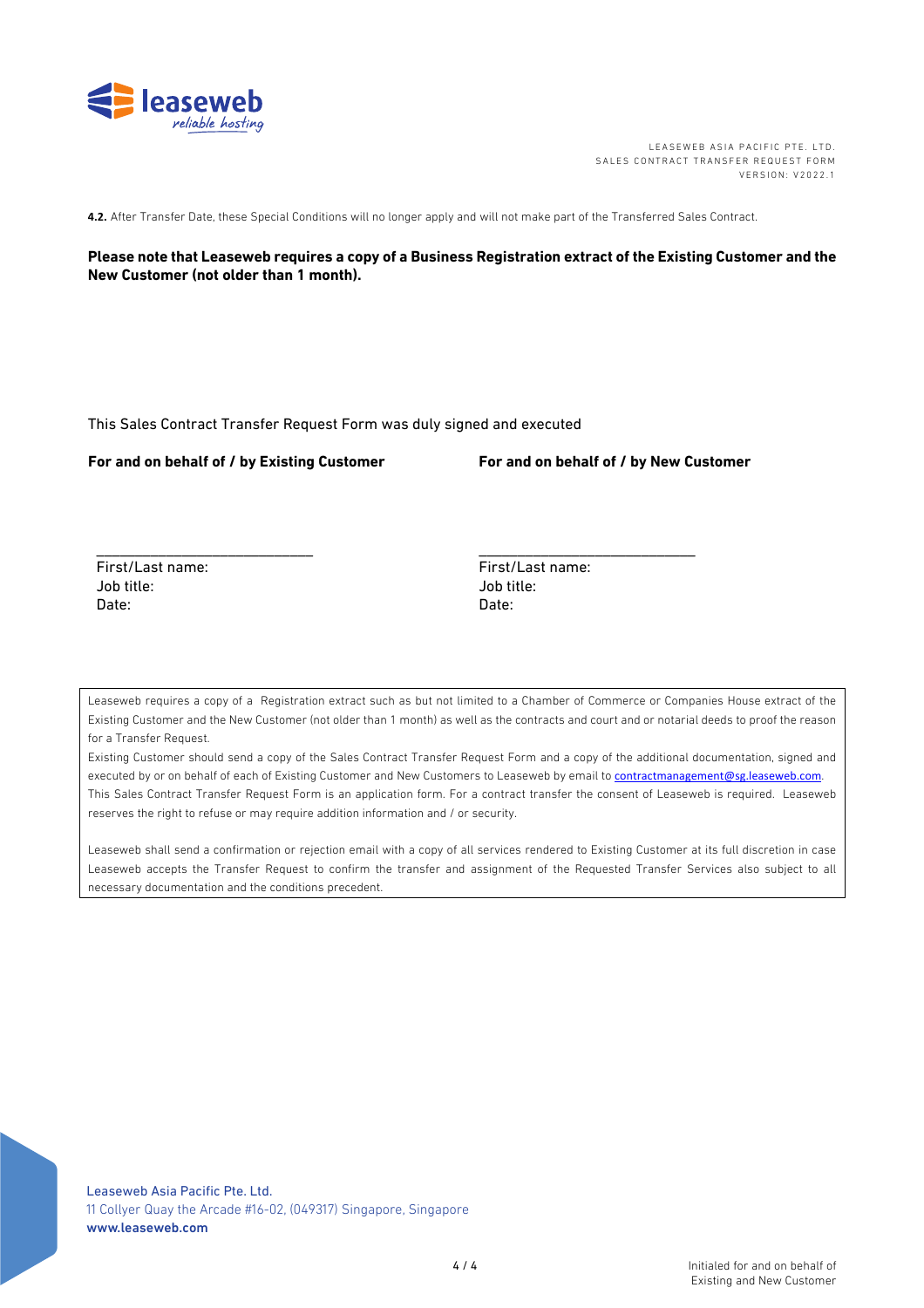**4.2.** After Transfer Date, these Special Conditions will no longer apply and will not make part of the Transferred Sales Contract.

**Please note that Leaseweb requires a copy of a Business Registration extract of the Existing Customer and the New Customer (not older than 1 month).**

This Sales Contract Transfer Request Form was duly signed and executed

**For and on behalf of / by Existing Customer**

_____________________________

First/Last name:
Job title:
Date:

**For and on behalf of / by New Customer**

_____________________________

First/Last name:
Job title:
Date:

Leaseweb requires a copy of a Registration extract such as but not limited to a Chamber of Commerce or Companies House extract of the Existing Customer and the New Customer (not older than 1 month) as well as the contracts and court and or notarial deeds to proof the reason for a Transfer Request.

Existing Customer should send a copy of the Sales Contract Transfer Request Form and a copy of the additional documentation, signed and executed by or on behalf of each of Existing Customer and New Customers to Leaseweb by email to contractmanagement@sg.leaseweb.com.

This Sales Contract Transfer Request Form is an application form. For a contract transfer the consent of Leaseweb is required. Leaseweb reserves the right to refuse or may require addition information and / or security.

Leaseweb shall send a confirmation or rejection email with a copy of all services rendered to Existing Customer at its full discretion in case Leaseweb accepts the Transfer Request to confirm the transfer and assignment of the Requested Transfer Services also subject to all necessary documentation and the conditions precedent.